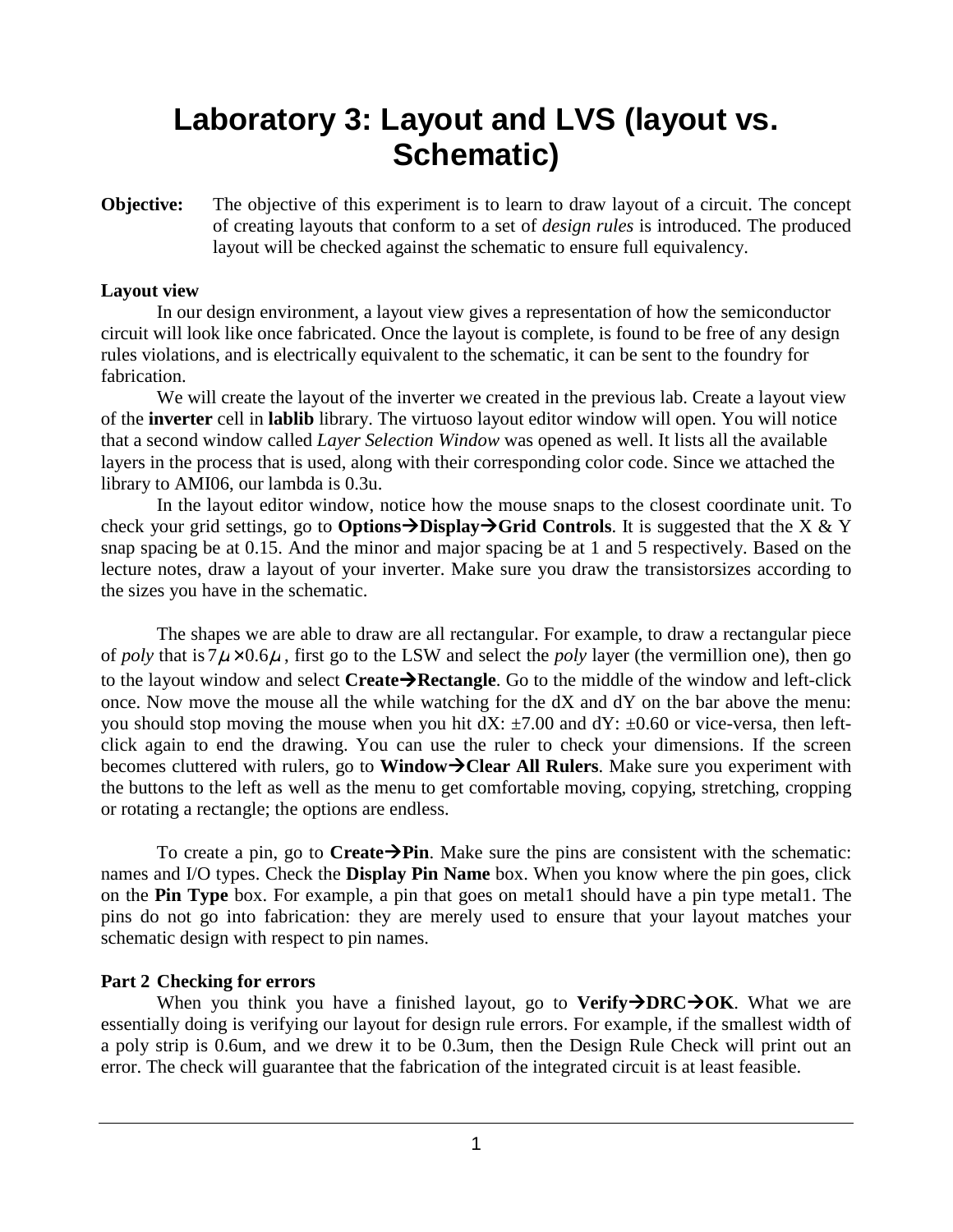# Laboratory 3: Layout and LVS (layout vs. Schematic)

**Objective:** The objective of this experiment is to learn to draw layout of a circuit. The concept of creating layouts that conform to a set of *design rules* is introduced. The produced layout will be checked against the schematic to ensure full equivalency.

**Layout view**

In our design environment, a layout view gives a representation of how the semiconductor circuit will look like once fabricated. Once the layout is complete, is found to be free of any design rules violations, and is electrically equivalent to the schematic, it can be sent to the foundry for fabrication.

We will create the layout of the inverter we created in the previous lab. Create a layout view of the **inverter** cell in **lablib** library. The virtuoso layout editor window will open. You will notice that a second window called *Layer Selection Window* was opened as well. It lists all the available layers in the process that is used, along with their corresponding color code. Since we attached the library to AMI06, our lambda is 0.3u.

In the layout editor window, notice how the mouse snaps to the closest coordinate unit. To check your grid settings, go to **Options→Display→Grid Controls**. It is suggested that the X & Y snap spacing be at 0.15. And the minor and major spacing be at 1 and 5 respectively. Based on the lecture notes, draw a layout of your inverter. Make sure you draw the transistorsizes according to the sizes you have in the schematic.

The shapes we are able to draw are all rectangular. For example, to draw a rectangular piece of *poly* that is $7\mu \times 0.6\mu$, first go to the LSW and select the *poly* layer (the vermillion one), then go to the layout window and select **Create→Rectangle**. Go to the middle of the window and left-click once. Now move the mouse all the while watching for the dX and dY on the bar above the menu: you should stop moving the mouse when you hit dX: ±7.00 and dY: ±0.60 or vice-versa, then left-click again to end the drawing. You can use the ruler to check your dimensions. If the screen becomes cluttered with rulers, go to **Window→Clear All Rulers**. Make sure you experiment with the buttons to the left as well as the menu to get comfortable moving, copying, stretching, cropping or rotating a rectangle; the options are endless.

To create a pin, go to **Create→Pin**. Make sure the pins are consistent with the schematic: names and I/O types. Check the **Display Pin Name** box. When you know where the pin goes, click on the **Pin Type** box. For example, a pin that goes on metal1 should have a pin type metal1. The pins do not go into fabrication: they are merely used to ensure that your layout matches your schematic design with respect to pin names.

**Part 2 Checking for errors**

When you think you have a finished layout, go to **Verify→DRC→OK**. What we are essentially doing is verifying our layout for design rule errors. For example, if the smallest width of a poly strip is 0.6um, and we drew it to be 0.3um, then the Design Rule Check will print out an error. The check will guarantee that the fabrication of the integrated circuit is at least feasible.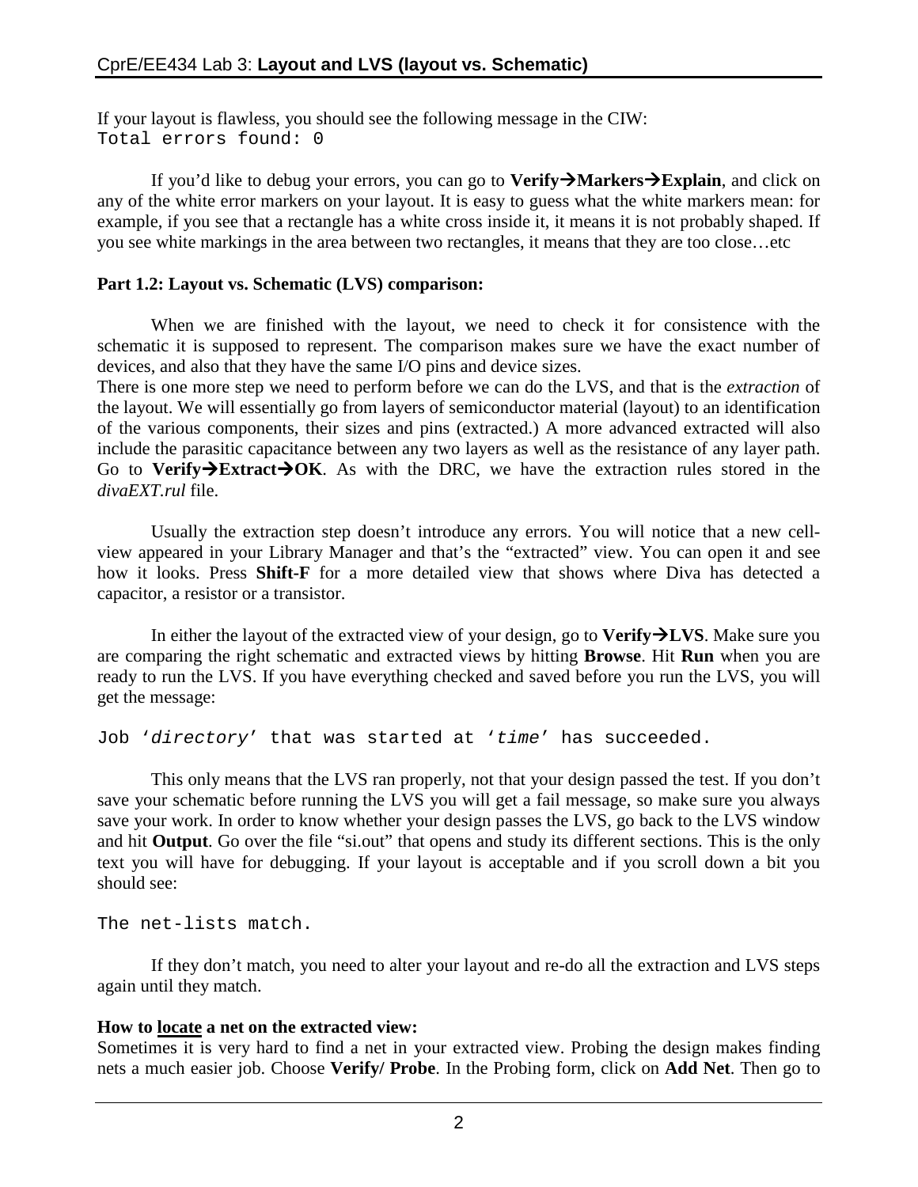If your layout is flawless, you should see the following message in the CIW:
`Total errors found: 0`

If you'd like to debug your errors, you can go to **Verify→Markers→Explain**, and click on any of the white error markers on your layout. It is easy to guess what the white markers mean: for example, if you see that a rectangle has a white cross inside it, it means it is not probably shaped. If you see white markings in the area between two rectangles, it means that they are too close…etc

**Part 1.2: Layout vs. Schematic (LVS) comparison:**

When we are finished with the layout, we need to check it for consistence with the schematic it is supposed to represent. The comparison makes sure we have the exact number of devices, and also that they have the same I/O pins and device sizes.
There is one more step we need to perform before we can do the LVS, and that is the *extraction* of the layout. We will essentially go from layers of semiconductor material (layout) to an identification of the various components, their sizes and pins (extracted.) A more advanced extracted will also include the parasitic capacitance between any two layers as well as the resistance of any layer path. Go to **Verify→Extract→OK**. As with the DRC, we have the extraction rules stored in the *divaEXT.rul* file.

Usually the extraction step doesn't introduce any errors. You will notice that a new cell-view appeared in your Library Manager and that's the "extracted" view. You can open it and see how it looks. Press **Shift-F** for a more detailed view that shows where Diva has detected a capacitor, a resistor or a transistor.

In either the layout of the extracted view of your design, go to **Verify→LVS**. Make sure you are comparing the right schematic and extracted views by hitting **Browse**. Hit **Run** when you are ready to run the LVS. If you have everything checked and saved before you run the LVS, you will get the message:

```
Job 'directory' that was started at 'time' has succeeded.
```

This only means that the LVS ran properly, not that your design passed the test. If you don't save your schematic before running the LVS you will get a fail message, so make sure you always save your work. In order to know whether your design passes the LVS, go back to the LVS window and hit **Output**. Go over the file "si.out" that opens and study its different sections. This is the only text you will have for debugging. If your layout is acceptable and if you scroll down a bit you should see:

```
The net-lists match.
```

If they don't match, you need to alter your layout and re-do all the extraction and LVS steps again until they match.

**How to <u>locate</u> a net on the extracted view:**
Sometimes it is very hard to find a net in your extracted view. Probing the design makes finding nets a much easier job. Choose **Verify/ Probe**. In the Probing form, click on **Add Net**. Then go to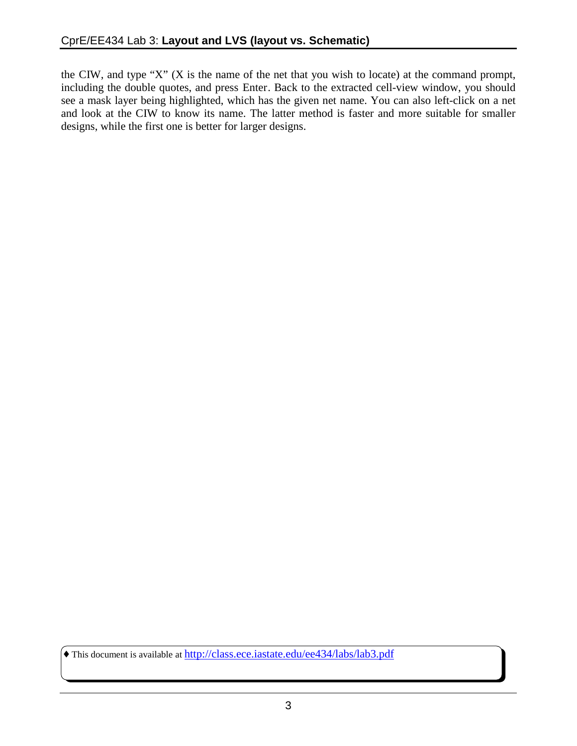the CIW, and type "X" (X is the name of the net that you wish to locate) at the command prompt, including the double quotes, and press Enter. Back to the extracted cell-view window, you should see a mask layer being highlighted, which has the given net name. You can also left-click on a net and look at the CIW to know its name. The latter method is faster and more suitable for smaller designs, while the first one is better for larger designs.

♦ This document is available at http://class.ece.iastate.edu/ee434/labs/lab3.pdf